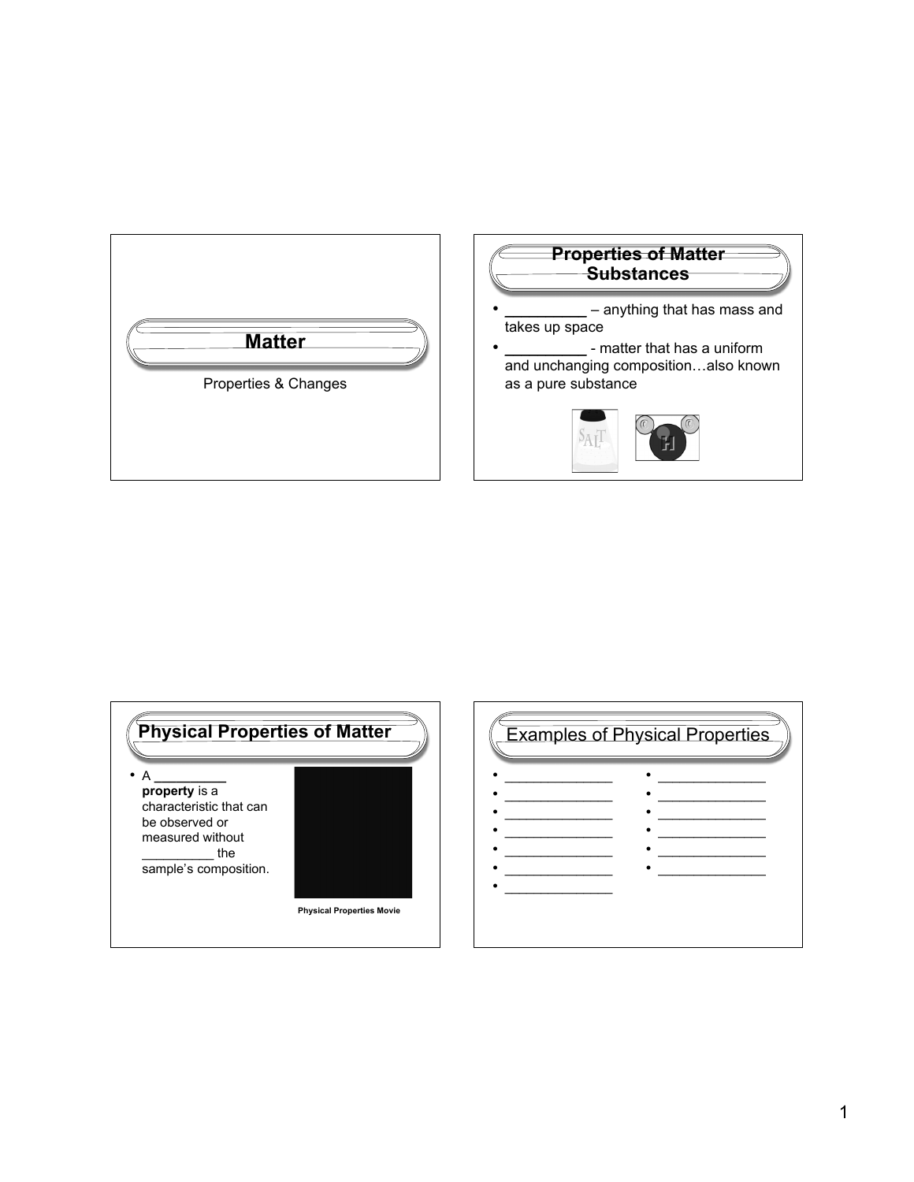# Matter

Properties & Changes

## Properties of Matter Substances

- __________ – anything that has mass and takes up space
- __________ - matter that has a uniform and unchanging composition…also known as a pure substance

## Physical Properties of Matter

- A __________ **property** is a characteristic that can be observed or measured without __________ the sample's composition.

**Physical Properties Movie**

## Examples of Physical Properties

- _______________
- _______________
- _______________
- _______________
- _______________
- _______________
- _______________
- _______________
- _______________
- _______________
- _______________
- _______________
- _______________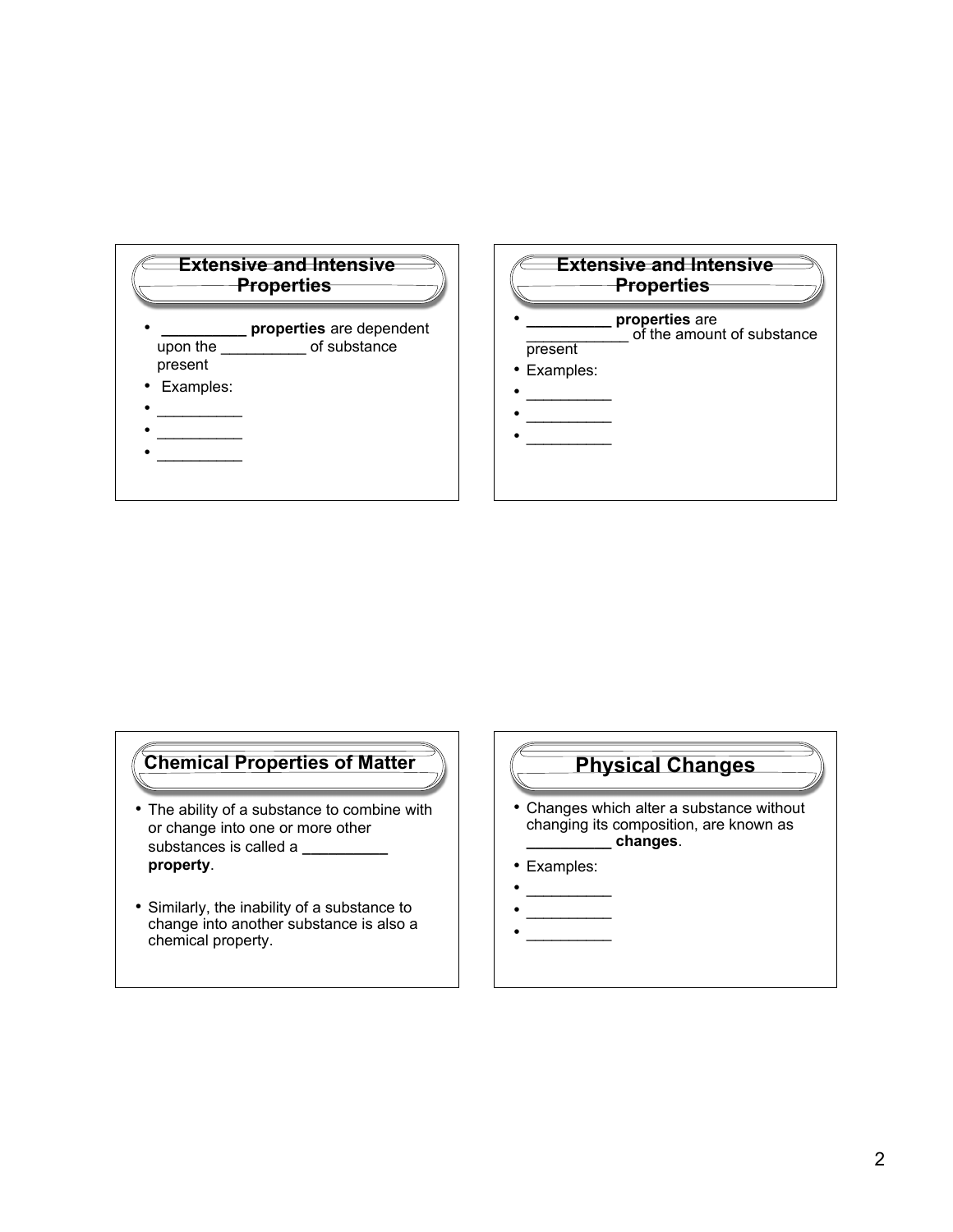## Extensive and Intensive Properties

- **__________ properties** are dependent upon the __________ of substance present
- Examples:
- __________
- __________
- __________

## Extensive and Intensive Properties

- **__________ properties** are ____________ of the amount of substance present
- Examples:
- __________
- __________
- __________

## Chemical Properties of Matter

- The ability of a substance to combine with or change into one or more other substances is called a **__________ property**.
- Similarly, the inability of a substance to change into another substance is also a chemical property.

## Physical Changes

- Changes which alter a substance without changing its composition, are known as **__________ changes**.
- Examples:
- __________
- __________
- __________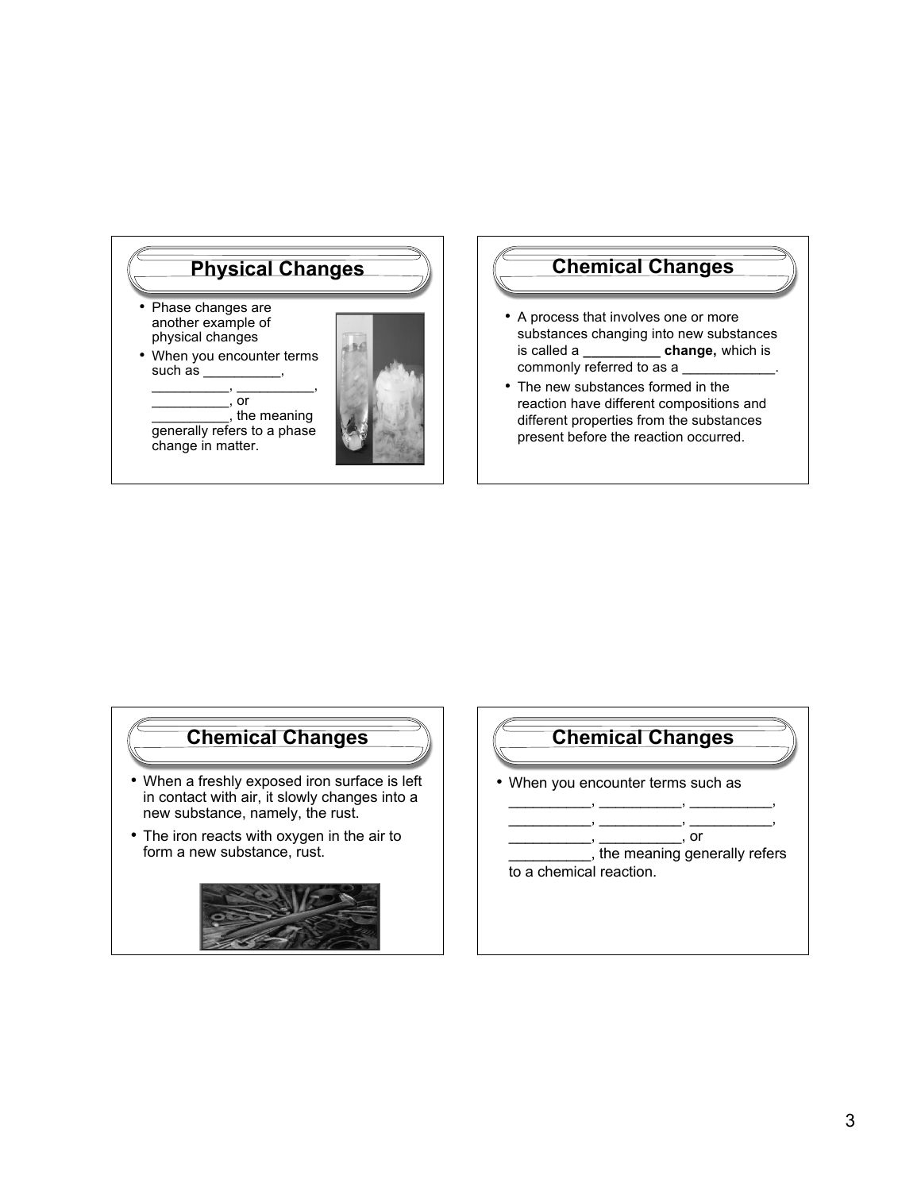## Physical Changes

- Phase changes are another example of physical changes
- When you encounter terms such as __________, __________, __________, __________, or __________, the meaning generally refers to a phase change in matter.

## Chemical Changes

- A process that involves one or more substances changing into new substances is called a **__________ change,** which is commonly referred to as a ____________.
- The new substances formed in the reaction have different compositions and different properties from the substances present before the reaction occurred.

## Chemical Changes

- When a freshly exposed iron surface is left in contact with air, it slowly changes into a new substance, namely, the rust.
- The iron reacts with oxygen in the air to form a new substance, rust.

## Chemical Changes

- When you encounter terms such as __________, __________, __________, __________, __________, __________, __________, __________, or __________, the meaning generally refers to a chemical reaction.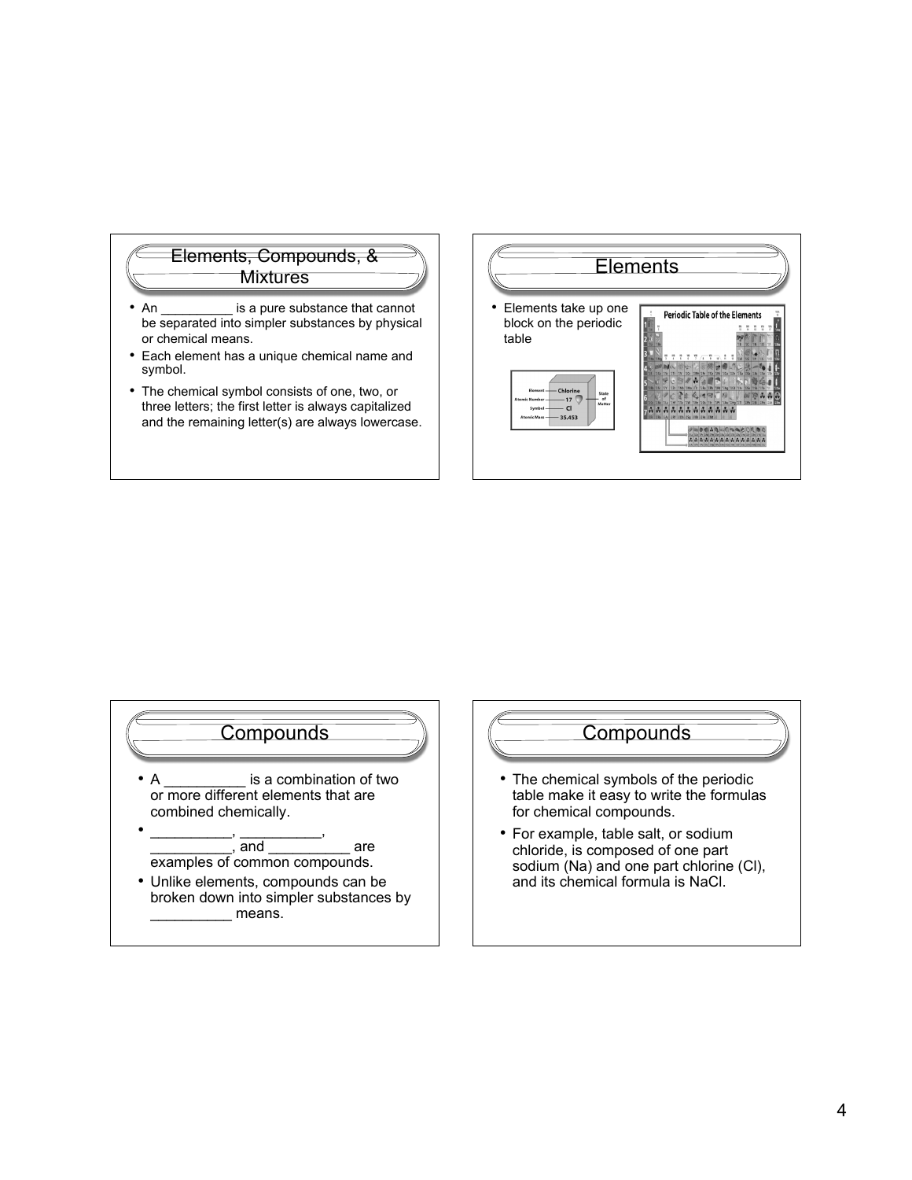## Elements, Compounds, & Mixtures

- An __________ is a pure substance that cannot be separated into simpler substances by physical or chemical means.
- Each element has a unique chemical name and symbol.
- The chemical symbol consists of one, two, or three letters; the first letter is always capitalized and the remaining letter(s) are always lowercase.

## Elements

- Elements take up one block on the periodic table

## Compounds

- A __________ is a combination of two or more different elements that are combined chemically.
- __________, __________, __________, and __________ are examples of common compounds.
- Unlike elements, compounds can be broken down into simpler substances by __________ means.

## Compounds

- The chemical symbols of the periodic table make it easy to write the formulas for chemical compounds.
- For example, table salt, or sodium chloride, is composed of one part sodium (Na) and one part chlorine (Cl), and its chemical formula is NaCl.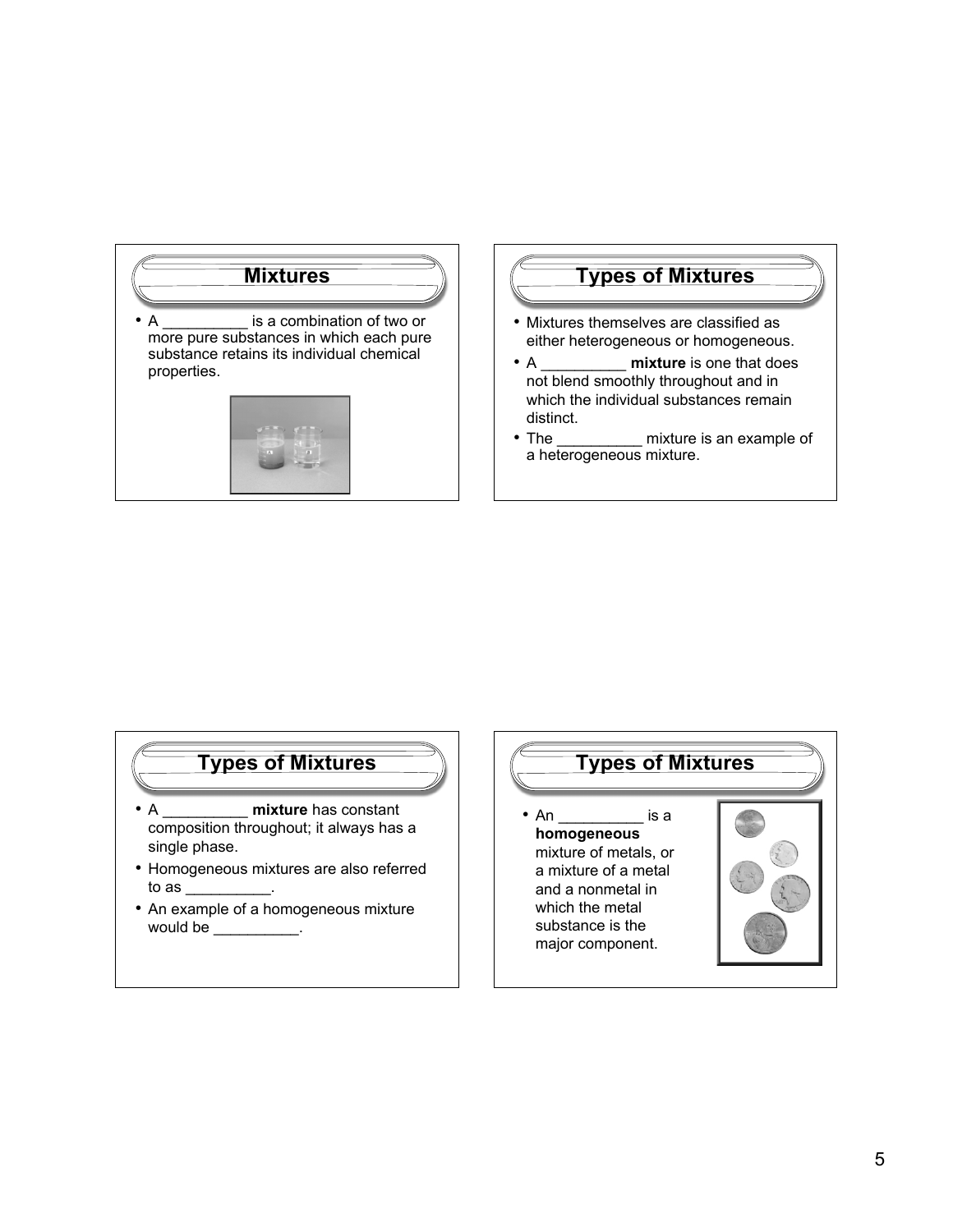## Mixtures

- A __________ is a combination of two or more pure substances in which each pure substance retains its individual chemical properties.

## Types of Mixtures

- Mixtures themselves are classified as either heterogeneous or homogeneous.
- A __________ **mixture** is one that does not blend smoothly throughout and in which the individual substances remain distinct.
- The __________ mixture is an example of a heterogeneous mixture.

## Types of Mixtures

- A __________ **mixture** has constant composition throughout; it always has a single phase.
- Homogeneous mixtures are also referred to as __________.
- An example of a homogeneous mixture would be __________.

## Types of Mixtures

- An __________ is a **homogeneous** mixture of metals, or a mixture of a metal and a nonmetal in which the metal substance is the major component.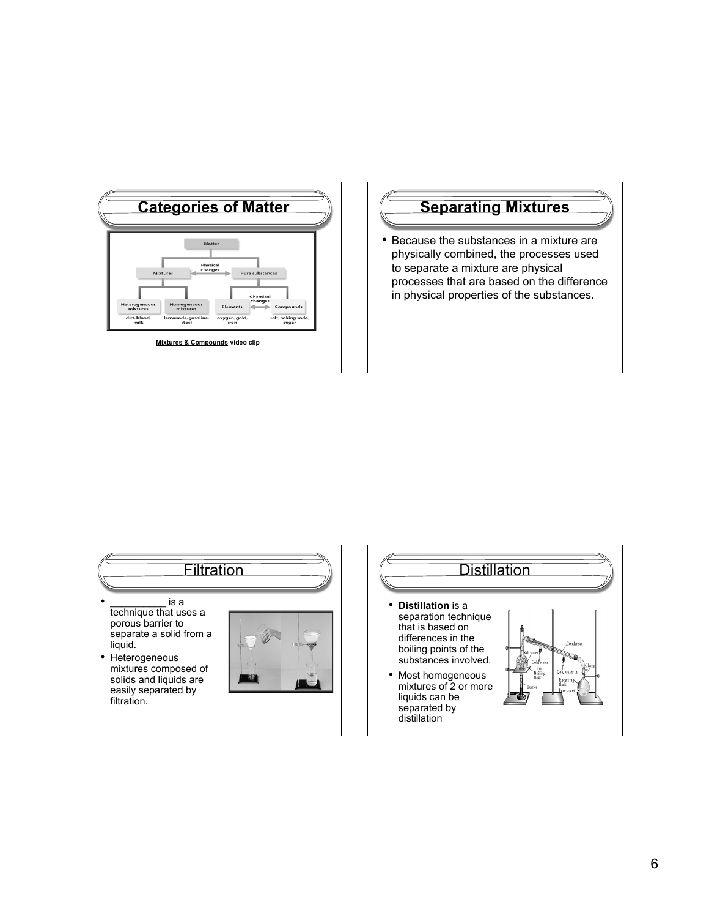## Categories of Matter

Mixtures & Compounds video clip

## Separating Mixtures

- Because the substances in a mixture are physically combined, the processes used to separate a mixture are physical processes that are based on the difference in physical properties of the substances.

## Filtration

- __________ is a technique that uses a porous barrier to separate a solid from a liquid.
- Heterogeneous mixtures composed of solids and liquids are easily separated by filtration.

## Distillation

- **Distillation** is a separation technique that is based on differences in the boiling points of the substances involved.
- Most homogeneous mixtures of 2 or more liquids can be separated by distillation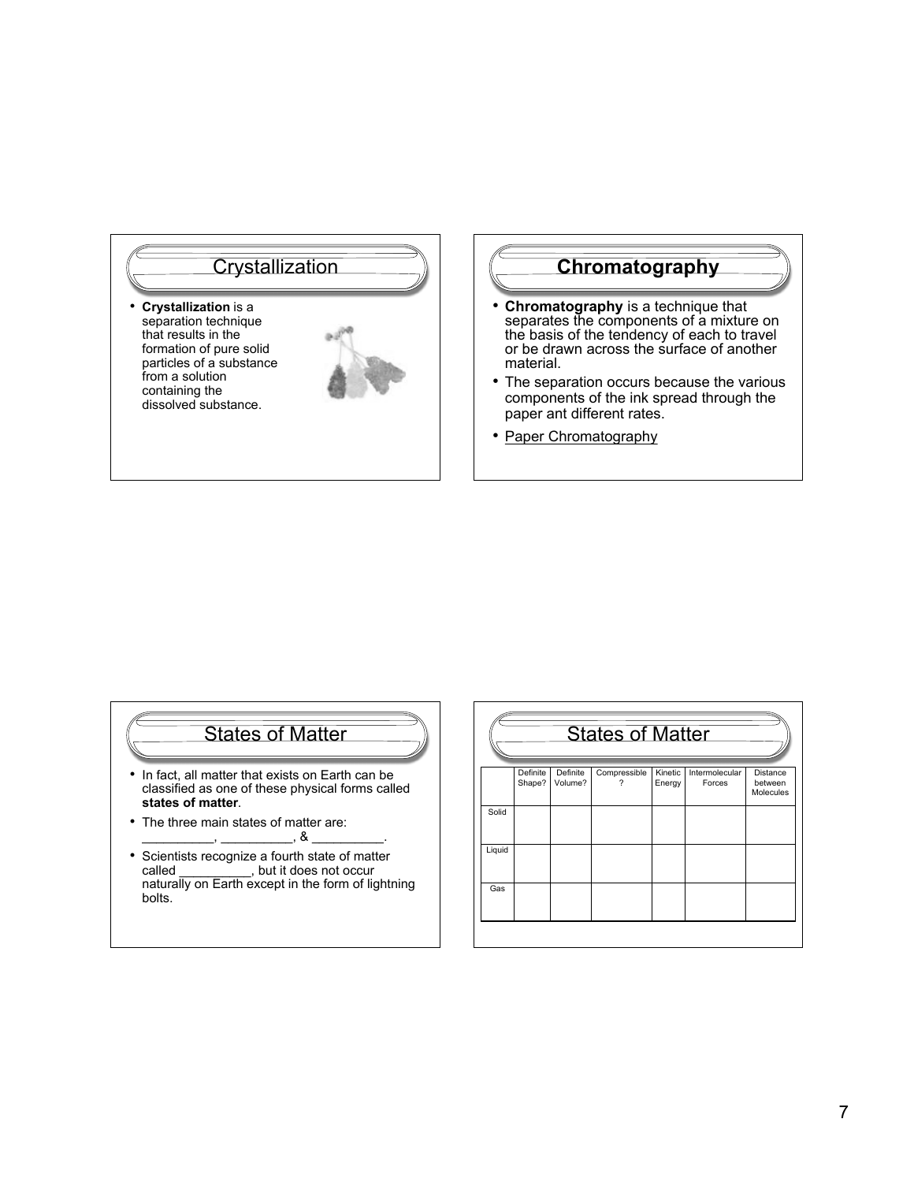## Crystallization

- **Crystallization** is a separation technique that results in the formation of pure solid particles of a substance from a solution containing the dissolved substance.

## Chromatography

- **Chromatography** is a technique that separates the components of a mixture on the basis of the tendency of each to travel or be drawn across the surface of another material.
- The separation occurs because the various components of the ink spread through the paper ant different rates.
- Paper Chromatography

## States of Matter

- In fact, all matter that exists on Earth can be classified as one of these physical forms called **states of matter**.
- The three main states of matter are: __________, __________, & __________.
- Scientists recognize a fourth state of matter called __________, but it does not occur naturally on Earth except in the form of lightning bolts.

## States of Matter

| | Definite Shape? | Definite Volume? | Compressible? | Kinetic Energy | Intermolecular Forces | Distance between Molecules |
|---|---|---|---|---|---|---|
| Solid | | | | | | |
| Liquid | | | | | | |
| Gas | | | | | | |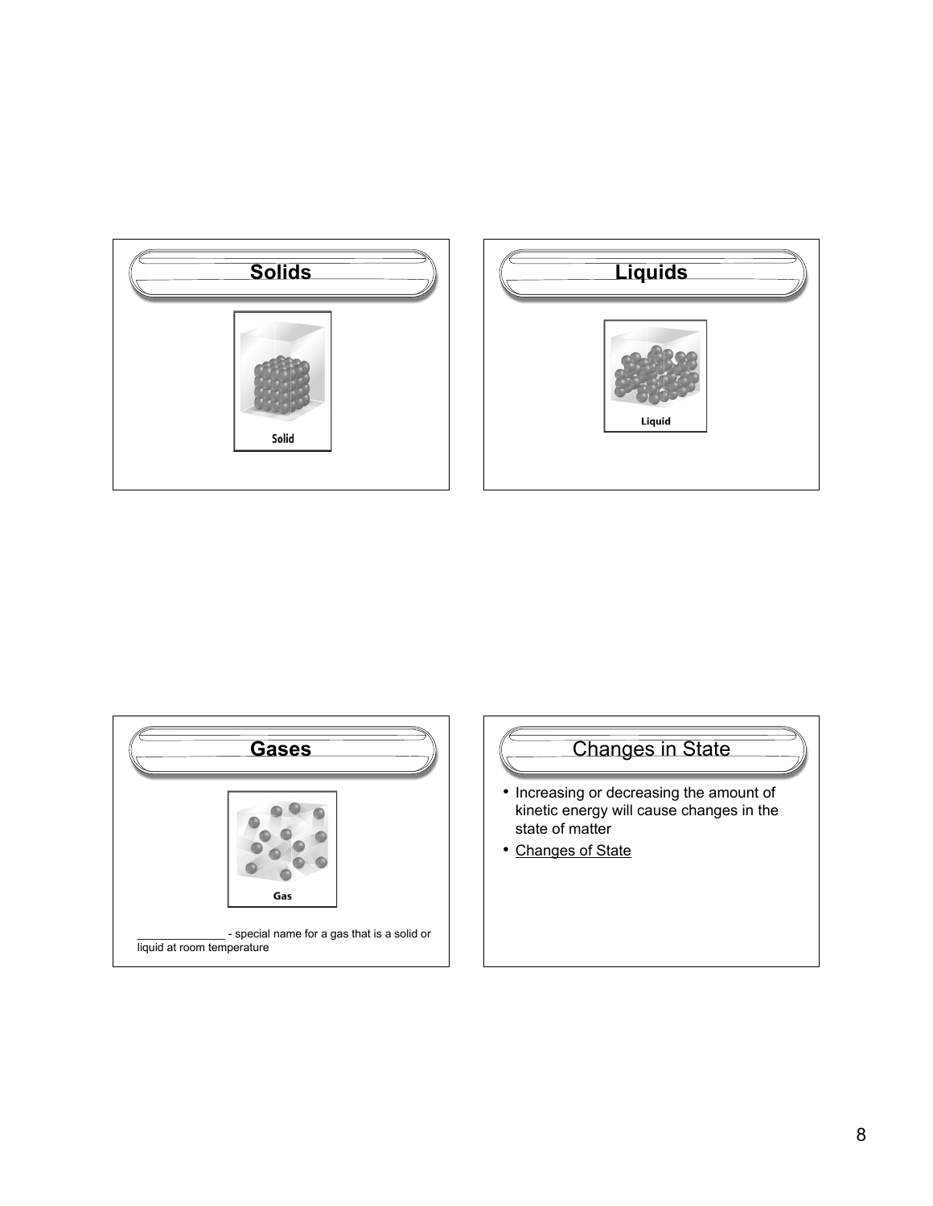## Solids

Solid

## Liquids

Liquid

## Gases

Gas

_______________ - special name for a gas that is a solid or liquid at room temperature

## Changes in State

- Increasing or decreasing the amount of kinetic energy will cause changes in the state of matter
- Changes of State